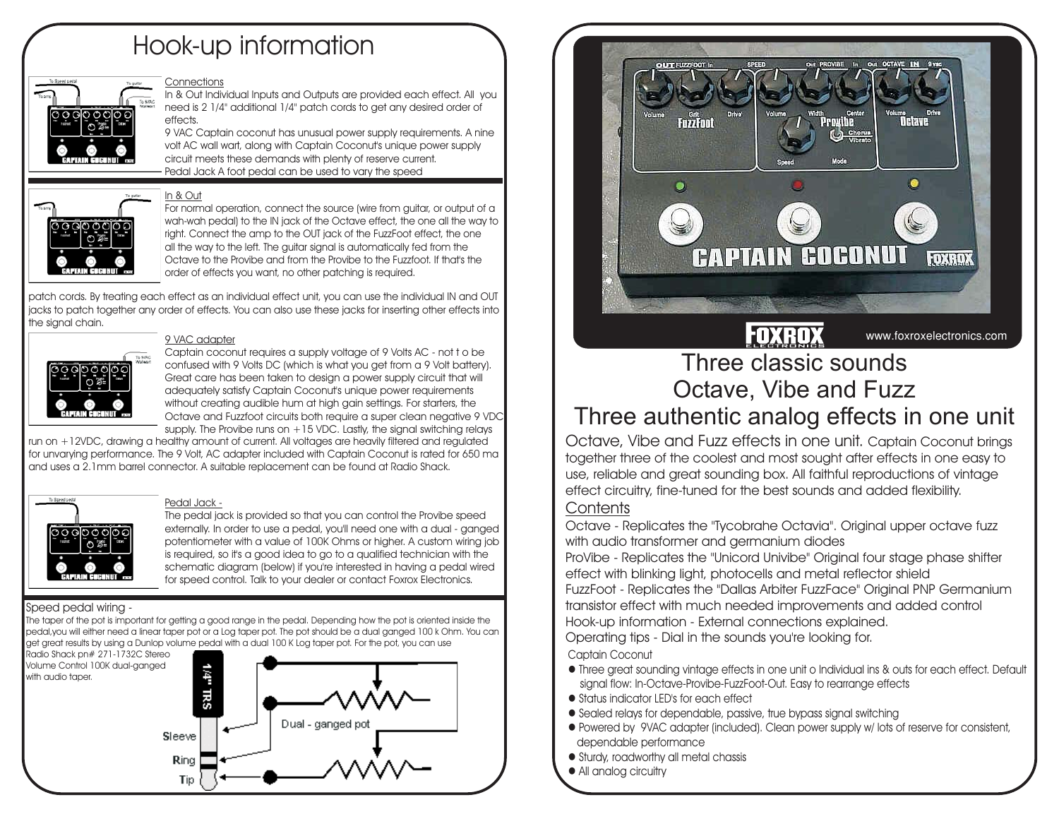# Hook-up information

Connections

In & Out Individual Inputs and Outputs are provided each effect. All you need is 2 1/4" additional 1/4" patch cords to get any desired order of effects.

9 VAC Captain coconut has unusual power supply requirements. A nine volt AC wall wart, along with Captain Coconut's unique power supply circuit meets these demands with plenty of reserve current.

Pedal Jack A foot pedal can be used to vary the speed

In & Out

For normal operation, connect the source (wire from guitar, or output of a wah-wah pedal) to the IN jack of the Octave effect, the one all the way to right. Connect the amp to the OUT jack of the FuzzFoot effect, the one all the way to the left. The guitar signal is automatically fed from the Octave to the Provibe and from the Provibe to the Fuzzfoot. If that's the order of effects you want, no other patching is required.

patch cords. By treating each effect as an individual effect unit, you can use the individual IN and OUT jacks to patch together any order of effects. You can also use these jacks for inserting other effects into the signal chain.

9 VAC adapter

Captain coconut requires a supply voltage of 9 Volts AC - not t o be confused with 9 Volts DC (which is what you get from a 9 Volt battery). Great care has been taken to design a power supply circuit that will adequately satisfy Captain Coconut's unique power requirements without creating audible hum at high gain settings. For starters, the Octave and Fuzzfoot circuits both require a super clean negative 9 VDC supply. The Provibe runs on +15 VDC. Lastly, the signal switching relays run on +12VDC, drawing a healthy amount of current. All voltages are heavily filtered and regulated for unvarying performance. The 9 Volt, AC adapter included with Captain Coconut is rated for 650 ma and uses a 2.1mm barrel connector. A suitable replacement can be found at Radio Shack.

Pedal Jack -

The pedal jack is provided so that you can control the Provibe speed externally. In order to use a pedal, you'll need one with a dual - ganged potentiometer with a value of 100K Ohms or higher. A custom wiring job is required, so it's a good idea to go to a qualified technician with the schematic diagram (below) if you're interested in having a pedal wired for speed control. Talk to your dealer or contact Foxrox Electronics.

Speed pedal wiring -

The taper of the pot is important for getting a good range in the pedal. Depending how the pot is oriented inside the pedal,you will either need a linear taper pot or a Log taper pot. The pot should be a dual ganged 100 k Ohm. You can get great results by using a Dunlop volume pedal with a dual 100 K Log taper pot. For the pot, you can use Radio Shack pn# 271-1732C Stereo Volume Control 100K dual-ganged with audio taper.

1/4" TRS

Sleeve

Ring

Tip

Dual - ganged pot

www.foxroxelectronics.com

# Three classic sounds
# Octave, Vibe and Fuzz
# Three authentic analog effects in one unit

Octave, Vibe and Fuzz effects in one unit. Captain Coconut brings together three of the coolest and most sought after effects in one easy to use, reliable and great sounding box. All faithful reproductions of vintage effect circuitry, fine-tuned for the best sounds and added flexibility.

## Contents

Octave - Replicates the "Tycobrahe Octavia". Original upper octave fuzz with audio transformer and germanium diodes

ProVibe - Replicates the "Unicord Univibe" Original four stage phase shifter effect with blinking light, photocells and metal reflector shield

FuzzFoot - Replicates the "Dallas Arbiter FuzzFace" Original PNP Germanium transistor effect with much needed improvements and added control

Hook-up information - External connections explained.

Operating tips - Dial in the sounds you're looking for.

Captain Coconut

- Three great sounding vintage effects in one unit o Individual ins & outs for each effect. Default signal flow: In-Octave-Provibe-FuzzFoot-Out. Easy to rearrange effects
- Status indicator LED's for each effect
- Sealed relays for dependable, passive, true bypass signal switching
- Powered by 9VAC adapter (included). Clean power supply w/ lots of reserve for consistent, dependable performance
- Sturdy, roadworthy all metal chassis
- All analog circuitry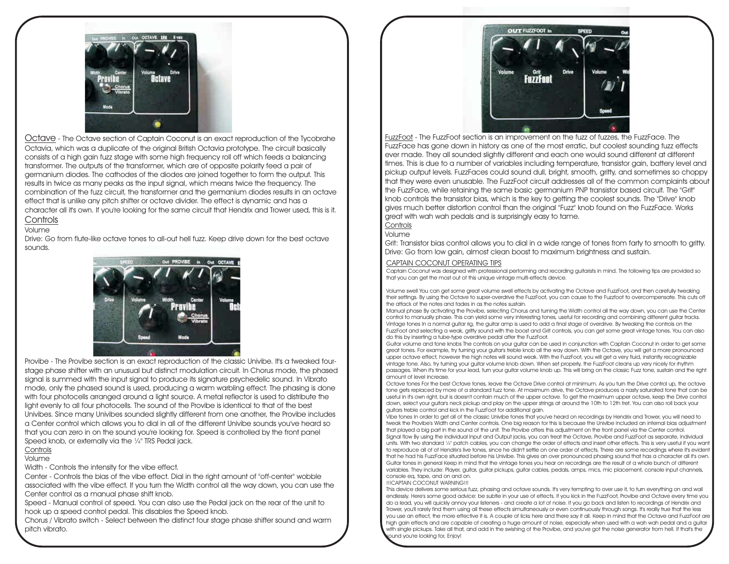Octave - The Octave section of Captain Coconut is an exact reproduction of the Tycobrahe Octavia, which was a duplicate of the original British Octavia prototype. The circuit basically consists of a high gain fuzz stage with some high frequency roll off which feeds a balancing transformer. The outputs of the transformer, which are of opposite polarity feed a pair of germanium diodes. The cathodes of the diodes are joined together to form the output. This results in twice as many peaks as the input signal, which means twice the frequency. The combination of the fuzz circuit, the transformer and the germanium diodes results in an octave effect that is unlike any pitch shifter or octave divider. The effect is dynamic and has a character all it's own. If you're looking for the same circuit that Hendrix and Trower used, this is it.

Controls

Volume

Drive: Go from flute-like octave tones to all-out hell fuzz. Keep drive down for the best octave sounds.

Provibe - The Provibe section is an exact reproduction of the classic Univibe. It's a tweaked four-stage phase shifter with an unusual but distinct modulation circuit. In Chorus mode, the phased signal is summed with the input signal to produce its signature psychedelic sound. In Vibrato mode, only the phased sound is used, producing a warm warbling effect. The phasing is done with four photocells arranged around a light source. A metal reflector is used to distribute the light evenly to all four photocells. The sound of the Provibe is identical to that of the best Univibes. Since many Univibes sounded slightly different from one another, the Provibe includes a Center control which allows you to dial in all of the different Univibe sounds you've heard so that you can zero in on the sound you're looking for. Speed is controlled by the front panel Speed knob, or externally via the ¼" TRS Pedal jack.

Controls

Volume

Width - Controls the intensity for the vibe effect.

Center - Controls the bias of the vibe effect. Dial in the right amount of "off-center" wobble associated with the vibe effect. If you turn the Width control all the way down, you can use the Center control as a manual phase shift knob.

Speed - Manual control of speed. You can also use the Pedal jack on the rear of the unit to hook up a speed control pedal. This disables the Speed knob.

Chorus / Vibrato switch - Select between the distinct four stage phase shifter sound and warm pitch vibrato.

FuzzFoot - The FuzzFoot section is an improvement on the fuzz of fuzzes, the FuzzFace. The FuzzFace has gone down in history as one of the most erratic, but coolest sounding fuzz effects ever made. They all sounded slightly different and each one would sound different at different times. This is due to a number of variables including temperature, transistor gain, battery level and pickup output levels. FuzzFaces could sound dull, bright, smooth, gritty, and sometimes so choppy that they were even unusable. The FuzzFoot circuit addresses all of the common complaints about the FuzzFace, while retaining the same basic germanium PNP transistor based circuit. The "Grit" knob controls the transistor bias, which is the key to getting the coolest sounds. The "Drive" knob gives much better distortion control than the original "Fuzz" knob found on the FuzzFace. Works great with wah wah pedals and is surprisingly easy to tame.

Controls

Volume

Grit: Transistor bias control allows you to dial in a wide range of tones from farty to smooth to gritty.

Drive: Go from low gain, almost clean boost to maximum brightness and sustain.

## CAPTAIN COCONUT OPERATING TIPS

Captain Coconut was designed with professional performing and recording guitarists in mind. The following tips are provided so that you can get the most out of this unique vintage multi-effects device.

Volume swell You can get some great volume swell effects by activating the Octave and FuzzFoot, and then carefully tweaking their settings. By using the Octave to super-overdrive the FuzzFoot, you can cause to the Fuzzfoot to overcompensate. This cuts off the attack of the notes and fades in as the notes sustain.

Manual phase By activating the Provibe, selecting Chorus and turning the Width control all the way down, you can use the Center control to manually phase. This can yield some very interesting tones, useful for recording and combining different guitar tracks.

Vintage tones In a normal guitar rig, the guitar amp is used to add a final stage of overdrive. By tweaking the controls on the FuzzFoot and selecting a weak, gritty sound with the boost and Grit controls, you can get some great vintage tones. You can also do this by inserting a tube-type overdrive pedal after the FuzzFoot.

Guitar volume and tone knobs The controls on your guitar can be used in conjunction with Captain Coconut in order to get some great tones. For example, try turning your guitar's treble knob all the way down. With the Octave, you will get a more pronounced upper octave effect, however the high notes will sound weak. With the FuzzFoot, you will get a very fluid, instantly recognizable vintage tone. Also, try turning your guitar volume knob down. When set properly, the FuzzFoot cleans up very nicely for rhythm passages. When it's time for your lead, turn your guitar volume knob up. This will bring on the classic Fuzz tone, sustain and the right amount of level increase.

Octave tones For the best Octave tones, leave the Octave Drive control at minimum. As you turn the Drive control up, the octave tone gets replaced by more of a standard fuzz tone. At maximum drive, the Octave produces a nasty saturated tone that can be useful in it's own right, but is doesn't contain much of the upper octave. To get the maximum upper octave, keep the Drive control down, select your guitar's neck pickup and play on the upper strings at around the 10th to 12th fret. You can also roll back your guitars treble control and kick in the FuzzFoot for additional gain.

Vibe tones In order to get all of the classic Univibe tones that you've heard on recordings by Hendrix and Trower, you will need to tweak the Provibe's Width and Center controls. One big reason for this is because the Univibe included an internal bias adjustment that played a big part in the sound of the unit. The Provibe offers this adjustment on the front panel via the Center control.

Signal flow By using the individual Input and Output jacks, you can treat the Octave, Provibe and FuzzFoot as separate, individual units. With two standard ¼" patch cables, you can change the order of effects and insert other effects. This is very useful if you want to reproduce all of of Hendrix's live tones, since he didn't settle on one order of effects. There are some recordings where it's evident that he had his FuzzFace situated before his Univibe. This gives an over pronounced phasing sound that has a character all it's own.

Guitar tones in general Keep in mind that the vintage tones you hear on recordings are the result of a whole bunch of different variables. They include: Player, guitar, guitar pickups, guitar cables, pedals, amps, mics, mic placement, console input channels, console eq, tape, and on and on.

!!!CAPTAIN COCONUT WARNING!!!

This device delivers some serious fuzz, phasing and octave sounds. It's very tempting to over use it, to turn everything on and wail endlessly. Here's some good advice: be subtle in your use of effects. If you kick in the FuzzFoot, Provibe and Octave every time you do a lead, you will quickly annoy your listeners - and create a lot of noise. If you go back and listen to recordings of Hendrix and Trower, you'll rarely find them using all these effects simultaneously or even continuously through songs. It's really true that the less you use an effect, the more effective it is. A couple of licks here and there say it all. Keep in mind that the Octave and FuzzFoot are high gain effects and are capable of creating a huge amount of noise, especially when used with a wah wah pedal and a guitar with single pickups. Take all that, and add in the swishing of the Provibe, and you've got the noise generator from hell. If that's the sound you're looking for, Enjoy!